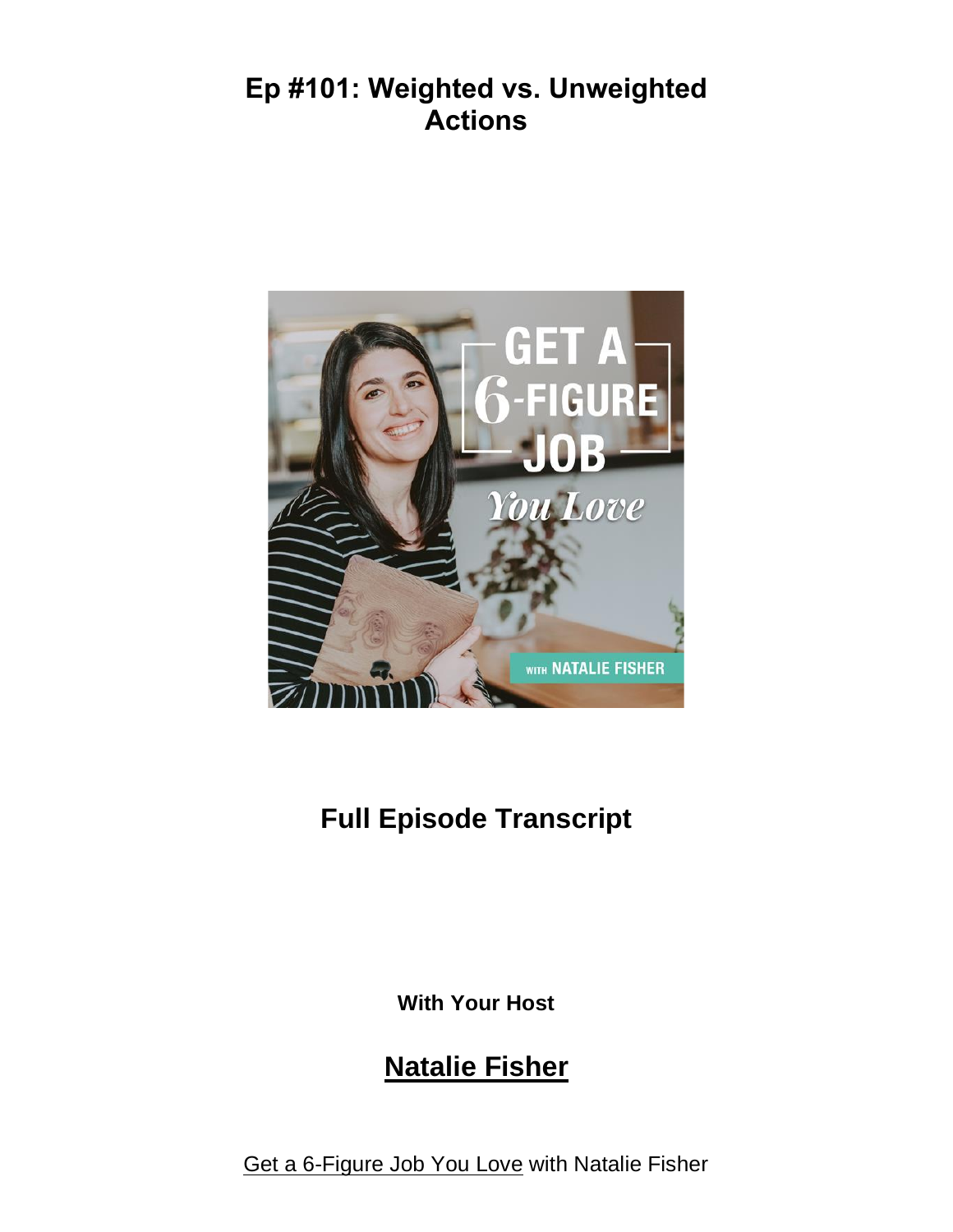# Ep #101: Weighted vs. Unweighted Actions

## Full Episode Transcript

**With Your Host**

## Natalie Fisher

Get a 6-Figure Job You Love with Natalie Fisher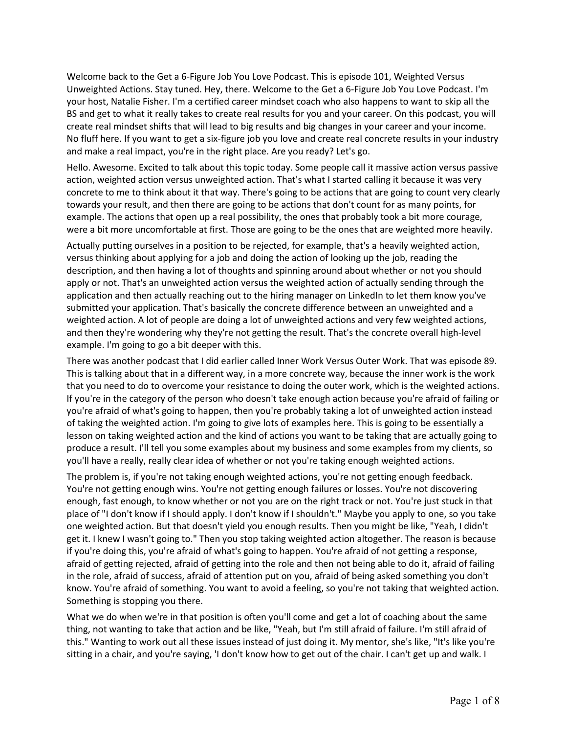Welcome back to the Get a 6-Figure Job You Love Podcast. This is episode 101, Weighted Versus Unweighted Actions. Stay tuned. Hey, there. Welcome to the Get a 6-Figure Job You Love Podcast. I'm your host, Natalie Fisher. I'm a certified career mindset coach who also happens to want to skip all the BS and get to what it really takes to create real results for you and your career. On this podcast, you will create real mindset shifts that will lead to big results and big changes in your career and your income. No fluff here. If you want to get a six-figure job you love and create real concrete results in your industry and make a real impact, you're in the right place. Are you ready? Let's go.

Hello. Awesome. Excited to talk about this topic today. Some people call it massive action versus passive action, weighted action versus unweighted action. That's what I started calling it because it was very concrete to me to think about it that way. There's going to be actions that are going to count very clearly towards your result, and then there are going to be actions that don't count for as many points, for example. The actions that open up a real possibility, the ones that probably took a bit more courage, were a bit more uncomfortable at first. Those are going to be the ones that are weighted more heavily.

Actually putting ourselves in a position to be rejected, for example, that's a heavily weighted action, versus thinking about applying for a job and doing the action of looking up the job, reading the description, and then having a lot of thoughts and spinning around about whether or not you should apply or not. That's an unweighted action versus the weighted action of actually sending through the application and then actually reaching out to the hiring manager on LinkedIn to let them know you've submitted your application. That's basically the concrete difference between an unweighted and a weighted action. A lot of people are doing a lot of unweighted actions and very few weighted actions, and then they're wondering why they're not getting the result. That's the concrete overall high-level example. I'm going to go a bit deeper with this.

There was another podcast that I did earlier called Inner Work Versus Outer Work. That was episode 89. This is talking about that in a different way, in a more concrete way, because the inner work is the work that you need to do to overcome your resistance to doing the outer work, which is the weighted actions. If you're in the category of the person who doesn't take enough action because you're afraid of failing or you're afraid of what's going to happen, then you're probably taking a lot of unweighted action instead of taking the weighted action. I'm going to give lots of examples here. This is going to be essentially a lesson on taking weighted action and the kind of actions you want to be taking that are actually going to produce a result. I'll tell you some examples about my business and some examples from my clients, so you'll have a really, really clear idea of whether or not you're taking enough weighted actions.

The problem is, if you're not taking enough weighted actions, you're not getting enough feedback. You're not getting enough wins. You're not getting enough failures or losses. You're not discovering enough, fast enough, to know whether or not you are on the right track or not. You're just stuck in that place of "I don't know if I should apply. I don't know if I shouldn't." Maybe you apply to one, so you take one weighted action. But that doesn't yield you enough results. Then you might be like, "Yeah, I didn't get it. I knew I wasn't going to." Then you stop taking weighted action altogether. The reason is because if you're doing this, you're afraid of what's going to happen. You're afraid of not getting a response, afraid of getting rejected, afraid of getting into the role and then not being able to do it, afraid of failing in the role, afraid of success, afraid of attention put on you, afraid of being asked something you don't know. You're afraid of something. You want to avoid a feeling, so you're not taking that weighted action. Something is stopping you there.

What we do when we're in that position is often you'll come and get a lot of coaching about the same thing, not wanting to take that action and be like, "Yeah, but I'm still afraid of failure. I'm still afraid of this." Wanting to work out all these issues instead of just doing it. My mentor, she's like, "It's like you're sitting in a chair, and you're saying, 'I don't know how to get out of the chair. I can't get up and walk. I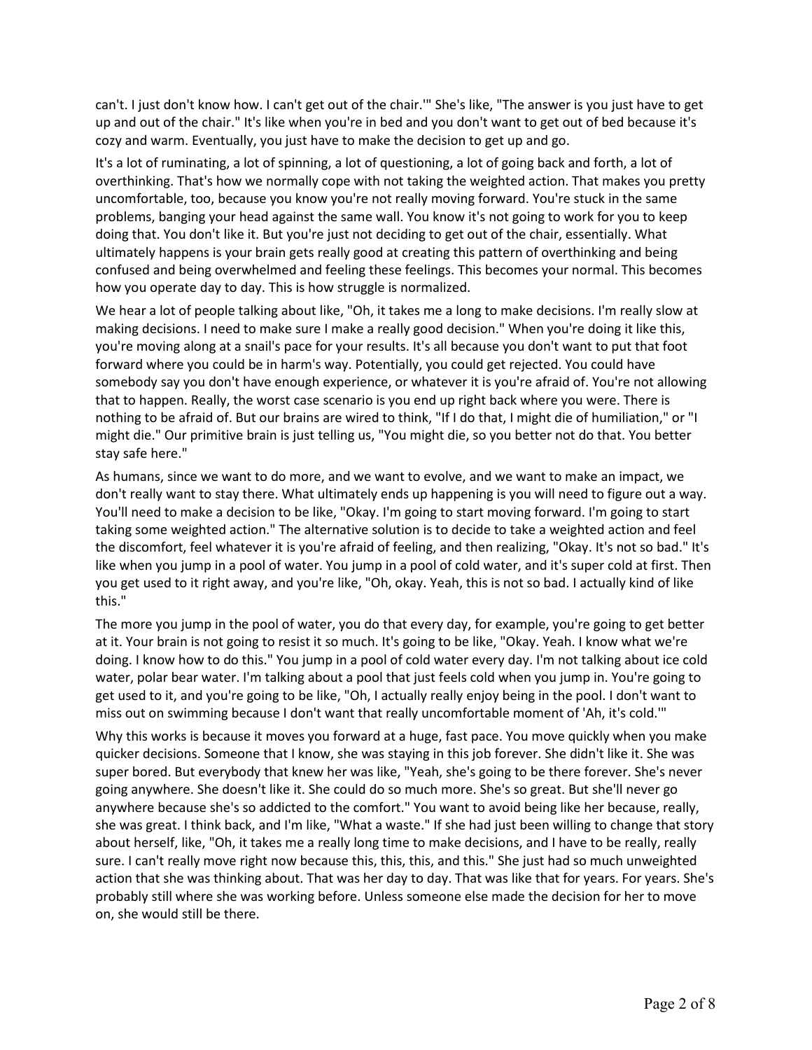can't. I just don't know how. I can't get out of the chair.'" She's like, "The answer is you just have to get up and out of the chair." It's like when you're in bed and you don't want to get out of bed because it's cozy and warm. Eventually, you just have to make the decision to get up and go.

It's a lot of ruminating, a lot of spinning, a lot of questioning, a lot of going back and forth, a lot of overthinking. That's how we normally cope with not taking the weighted action. That makes you pretty uncomfortable, too, because you know you're not really moving forward. You're stuck in the same problems, banging your head against the same wall. You know it's not going to work for you to keep doing that. You don't like it. But you're just not deciding to get out of the chair, essentially. What ultimately happens is your brain gets really good at creating this pattern of overthinking and being confused and being overwhelmed and feeling these feelings. This becomes your normal. This becomes how you operate day to day. This is how struggle is normalized.

We hear a lot of people talking about like, "Oh, it takes me a long to make decisions. I'm really slow at making decisions. I need to make sure I make a really good decision." When you're doing it like this, you're moving along at a snail's pace for your results. It's all because you don't want to put that foot forward where you could be in harm's way. Potentially, you could get rejected. You could have somebody say you don't have enough experience, or whatever it is you're afraid of. You're not allowing that to happen. Really, the worst case scenario is you end up right back where you were. There is nothing to be afraid of. But our brains are wired to think, "If I do that, I might die of humiliation," or "I might die." Our primitive brain is just telling us, "You might die, so you better not do that. You better stay safe here."

As humans, since we want to do more, and we want to evolve, and we want to make an impact, we don't really want to stay there. What ultimately ends up happening is you will need to figure out a way. You'll need to make a decision to be like, "Okay. I'm going to start moving forward. I'm going to start taking some weighted action." The alternative solution is to decide to take a weighted action and feel the discomfort, feel whatever it is you're afraid of feeling, and then realizing, "Okay. It's not so bad." It's like when you jump in a pool of water. You jump in a pool of cold water, and it's super cold at first. Then you get used to it right away, and you're like, "Oh, okay. Yeah, this is not so bad. I actually kind of like this."

The more you jump in the pool of water, you do that every day, for example, you're going to get better at it. Your brain is not going to resist it so much. It's going to be like, "Okay. Yeah. I know what we're doing. I know how to do this." You jump in a pool of cold water every day. I'm not talking about ice cold water, polar bear water. I'm talking about a pool that just feels cold when you jump in. You're going to get used to it, and you're going to be like, "Oh, I actually really enjoy being in the pool. I don't want to miss out on swimming because I don't want that really uncomfortable moment of 'Ah, it's cold.'"

Why this works is because it moves you forward at a huge, fast pace. You move quickly when you make quicker decisions. Someone that I know, she was staying in this job forever. She didn't like it. She was super bored. But everybody that knew her was like, "Yeah, she's going to be there forever. She's never going anywhere. She doesn't like it. She could do so much more. She's so great. But she'll never go anywhere because she's so addicted to the comfort." You want to avoid being like her because, really, she was great. I think back, and I'm like, "What a waste." If she had just been willing to change that story about herself, like, "Oh, it takes me a really long time to make decisions, and I have to be really, really sure. I can't really move right now because this, this, this, and this." She just had so much unweighted action that she was thinking about. That was her day to day. That was like that for years. For years. She's probably still where she was working before. Unless someone else made the decision for her to move on, she would still be there.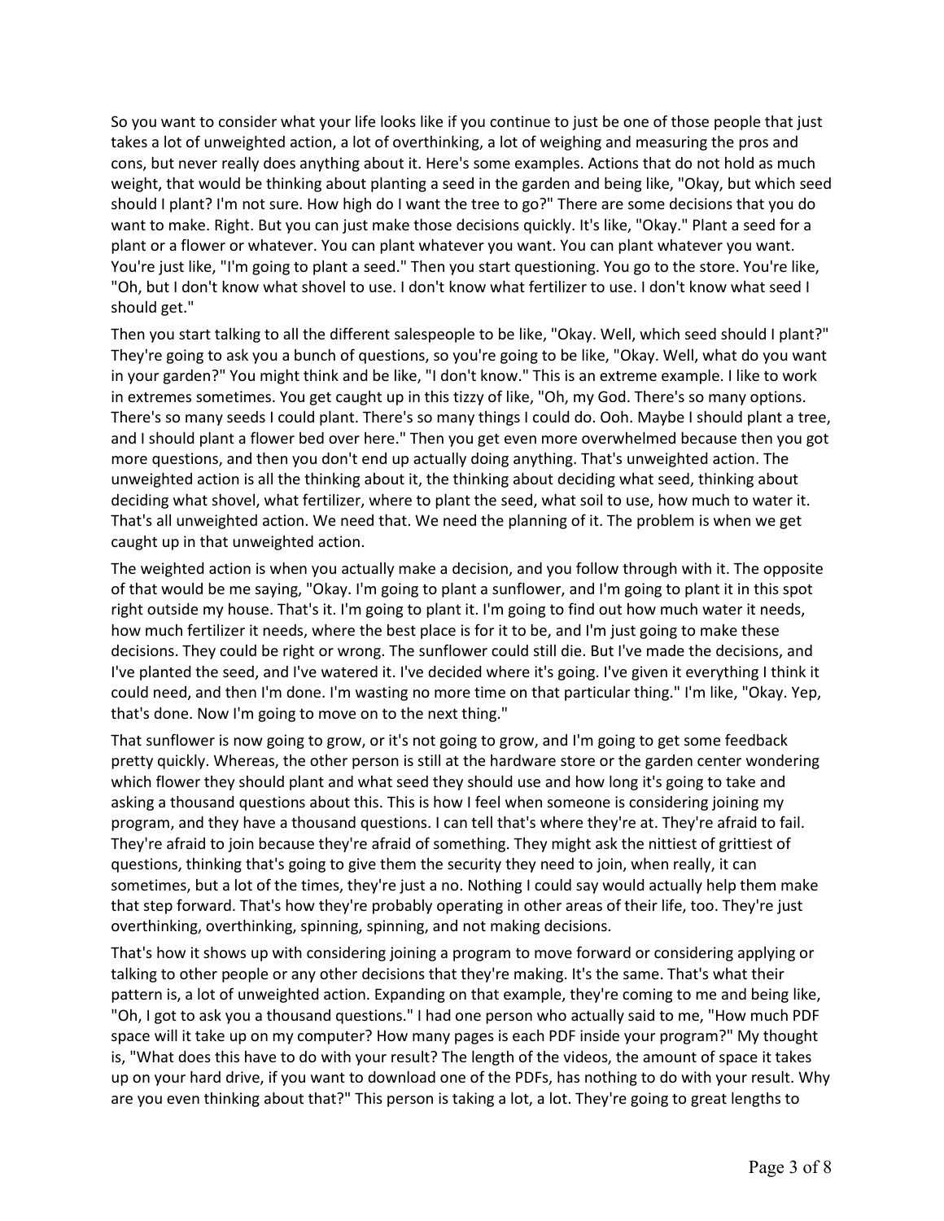So you want to consider what your life looks like if you continue to just be one of those people that just takes a lot of unweighted action, a lot of overthinking, a lot of weighing and measuring the pros and cons, but never really does anything about it. Here's some examples. Actions that do not hold as much weight, that would be thinking about planting a seed in the garden and being like, "Okay, but which seed should I plant? I'm not sure. How high do I want the tree to go?" There are some decisions that you do want to make. Right. But you can just make those decisions quickly. It's like, "Okay." Plant a seed for a plant or a flower or whatever. You can plant whatever you want. You can plant whatever you want. You're just like, "I'm going to plant a seed." Then you start questioning. You go to the store. You're like, "Oh, but I don't know what shovel to use. I don't know what fertilizer to use. I don't know what seed I should get."

Then you start talking to all the different salespeople to be like, "Okay. Well, which seed should I plant?" They're going to ask you a bunch of questions, so you're going to be like, "Okay. Well, what do you want in your garden?" You might think and be like, "I don't know." This is an extreme example. I like to work in extremes sometimes. You get caught up in this tizzy of like, "Oh, my God. There's so many options. There's so many seeds I could plant. There's so many things I could do. Ooh. Maybe I should plant a tree, and I should plant a flower bed over here." Then you get even more overwhelmed because then you got more questions, and then you don't end up actually doing anything. That's unweighted action. The unweighted action is all the thinking about it, the thinking about deciding what seed, thinking about deciding what shovel, what fertilizer, where to plant the seed, what soil to use, how much to water it. That's all unweighted action. We need that. We need the planning of it. The problem is when we get caught up in that unweighted action.

The weighted action is when you actually make a decision, and you follow through with it. The opposite of that would be me saying, "Okay. I'm going to plant a sunflower, and I'm going to plant it in this spot right outside my house. That's it. I'm going to plant it. I'm going to find out how much water it needs, how much fertilizer it needs, where the best place is for it to be, and I'm just going to make these decisions. They could be right or wrong. The sunflower could still die. But I've made the decisions, and I've planted the seed, and I've watered it. I've decided where it's going. I've given it everything I think it could need, and then I'm done. I'm wasting no more time on that particular thing." I'm like, "Okay. Yep, that's done. Now I'm going to move on to the next thing."

That sunflower is now going to grow, or it's not going to grow, and I'm going to get some feedback pretty quickly. Whereas, the other person is still at the hardware store or the garden center wondering which flower they should plant and what seed they should use and how long it's going to take and asking a thousand questions about this. This is how I feel when someone is considering joining my program, and they have a thousand questions. I can tell that's where they're at. They're afraid to fail. They're afraid to join because they're afraid of something. They might ask the nittiest of grittiest of questions, thinking that's going to give them the security they need to join, when really, it can sometimes, but a lot of the times, they're just a no. Nothing I could say would actually help them make that step forward. That's how they're probably operating in other areas of their life, too. They're just overthinking, overthinking, spinning, spinning, and not making decisions.

That's how it shows up with considering joining a program to move forward or considering applying or talking to other people or any other decisions that they're making. It's the same. That's what their pattern is, a lot of unweighted action. Expanding on that example, they're coming to me and being like, "Oh, I got to ask you a thousand questions." I had one person who actually said to me, "How much PDF space will it take up on my computer? How many pages is each PDF inside your program?" My thought is, "What does this have to do with your result? The length of the videos, the amount of space it takes up on your hard drive, if you want to download one of the PDFs, has nothing to do with your result. Why are you even thinking about that?" This person is taking a lot, a lot. They're going to great lengths to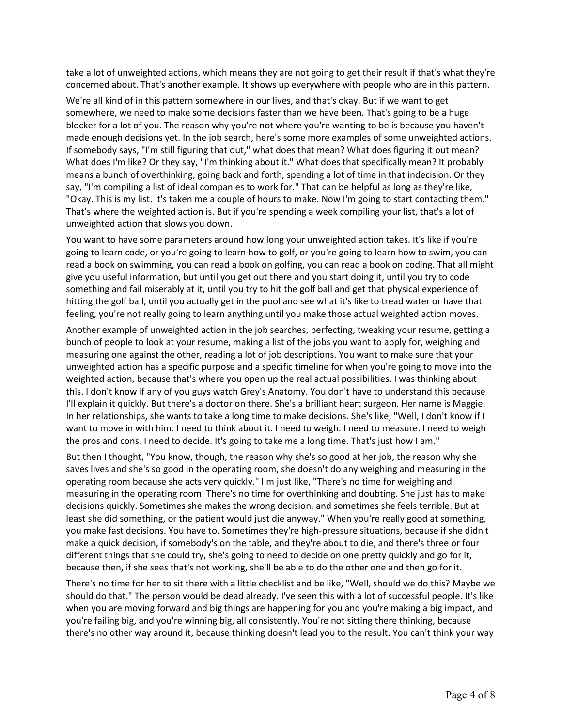take a lot of unweighted actions, which means they are not going to get their result if that's what they're concerned about. That's another example. It shows up everywhere with people who are in this pattern.

We're all kind of in this pattern somewhere in our lives, and that's okay. But if we want to get somewhere, we need to make some decisions faster than we have been. That's going to be a huge blocker for a lot of you. The reason why you're not where you're wanting to be is because you haven't made enough decisions yet. In the job search, here's some more examples of some unweighted actions. If somebody says, "I'm still figuring that out," what does that mean? What does figuring it out mean? What does I'm like? Or they say, "I'm thinking about it." What does that specifically mean? It probably means a bunch of overthinking, going back and forth, spending a lot of time in that indecision. Or they say, "I'm compiling a list of ideal companies to work for." That can be helpful as long as they're like, "Okay. This is my list. It's taken me a couple of hours to make. Now I'm going to start contacting them." That's where the weighted action is. But if you're spending a week compiling your list, that's a lot of unweighted action that slows you down.

You want to have some parameters around how long your unweighted action takes. It's like if you're going to learn code, or you're going to learn how to golf, or you're going to learn how to swim, you can read a book on swimming, you can read a book on golfing, you can read a book on coding. That all might give you useful information, but until you get out there and you start doing it, until you try to code something and fail miserably at it, until you try to hit the golf ball and get that physical experience of hitting the golf ball, until you actually get in the pool and see what it's like to tread water or have that feeling, you're not really going to learn anything until you make those actual weighted action moves.

Another example of unweighted action in the job searches, perfecting, tweaking your resume, getting a bunch of people to look at your resume, making a list of the jobs you want to apply for, weighing and measuring one against the other, reading a lot of job descriptions. You want to make sure that your unweighted action has a specific purpose and a specific timeline for when you're going to move into the weighted action, because that's where you open up the real actual possibilities. I was thinking about this. I don't know if any of you guys watch Grey's Anatomy. You don't have to understand this because I'll explain it quickly. But there's a doctor on there. She's a brilliant heart surgeon. Her name is Maggie. In her relationships, she wants to take a long time to make decisions. She's like, "Well, I don't know if I want to move in with him. I need to think about it. I need to weigh. I need to measure. I need to weigh the pros and cons. I need to decide. It's going to take me a long time. That's just how I am."

But then I thought, "You know, though, the reason why she's so good at her job, the reason why she saves lives and she's so good in the operating room, she doesn't do any weighing and measuring in the operating room because she acts very quickly." I'm just like, "There's no time for weighing and measuring in the operating room. There's no time for overthinking and doubting. She just has to make decisions quickly. Sometimes she makes the wrong decision, and sometimes she feels terrible. But at least she did something, or the patient would just die anyway." When you're really good at something, you make fast decisions. You have to. Sometimes they're high-pressure situations, because if she didn't make a quick decision, if somebody's on the table, and they're about to die, and there's three or four different things that she could try, she's going to need to decide on one pretty quickly and go for it, because then, if she sees that's not working, she'll be able to do the other one and then go for it.

There's no time for her to sit there with a little checklist and be like, "Well, should we do this? Maybe we should do that." The person would be dead already. I've seen this with a lot of successful people. It's like when you are moving forward and big things are happening for you and you're making a big impact, and you're failing big, and you're winning big, all consistently. You're not sitting there thinking, because there's no other way around it, because thinking doesn't lead you to the result. You can't think your way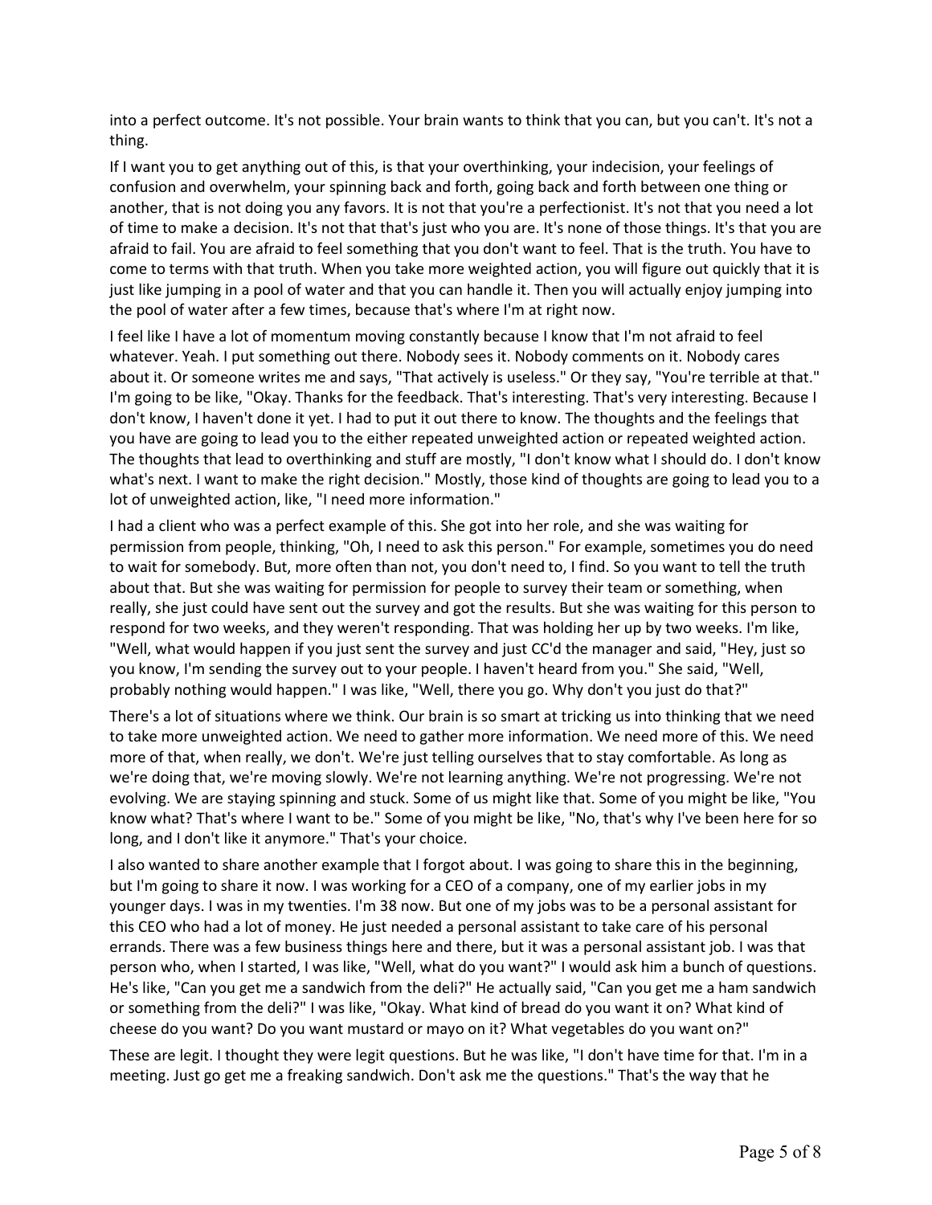into a perfect outcome. It's not possible. Your brain wants to think that you can, but you can't. It's not a thing.

If I want you to get anything out of this, is that your overthinking, your indecision, your feelings of confusion and overwhelm, your spinning back and forth, going back and forth between one thing or another, that is not doing you any favors. It is not that you're a perfectionist. It's not that you need a lot of time to make a decision. It's not that that's just who you are. It's none of those things. It's that you are afraid to fail. You are afraid to feel something that you don't want to feel. That is the truth. You have to come to terms with that truth. When you take more weighted action, you will figure out quickly that it is just like jumping in a pool of water and that you can handle it. Then you will actually enjoy jumping into the pool of water after a few times, because that's where I'm at right now.

I feel like I have a lot of momentum moving constantly because I know that I'm not afraid to feel whatever. Yeah. I put something out there. Nobody sees it. Nobody comments on it. Nobody cares about it. Or someone writes me and says, "That actively is useless." Or they say, "You're terrible at that." I'm going to be like, "Okay. Thanks for the feedback. That's interesting. That's very interesting. Because I don't know, I haven't done it yet. I had to put it out there to know. The thoughts and the feelings that you have are going to lead you to the either repeated unweighted action or repeated weighted action. The thoughts that lead to overthinking and stuff are mostly, "I don't know what I should do. I don't know what's next. I want to make the right decision." Mostly, those kind of thoughts are going to lead you to a lot of unweighted action, like, "I need more information."

I had a client who was a perfect example of this. She got into her role, and she was waiting for permission from people, thinking, "Oh, I need to ask this person." For example, sometimes you do need to wait for somebody. But, more often than not, you don't need to, I find. So you want to tell the truth about that. But she was waiting for permission for people to survey their team or something, when really, she just could have sent out the survey and got the results. But she was waiting for this person to respond for two weeks, and they weren't responding. That was holding her up by two weeks. I'm like, "Well, what would happen if you just sent the survey and just CC'd the manager and said, "Hey, just so you know, I'm sending the survey out to your people. I haven't heard from you." She said, "Well, probably nothing would happen." I was like, "Well, there you go. Why don't you just do that?"

There's a lot of situations where we think. Our brain is so smart at tricking us into thinking that we need to take more unweighted action. We need to gather more information. We need more of this. We need more of that, when really, we don't. We're just telling ourselves that to stay comfortable. As long as we're doing that, we're moving slowly. We're not learning anything. We're not progressing. We're not evolving. We are staying spinning and stuck. Some of us might like that. Some of you might be like, "You know what? That's where I want to be." Some of you might be like, "No, that's why I've been here for so long, and I don't like it anymore." That's your choice.

I also wanted to share another example that I forgot about. I was going to share this in the beginning, but I'm going to share it now. I was working for a CEO of a company, one of my earlier jobs in my younger days. I was in my twenties. I'm 38 now. But one of my jobs was to be a personal assistant for this CEO who had a lot of money. He just needed a personal assistant to take care of his personal errands. There was a few business things here and there, but it was a personal assistant job. I was that person who, when I started, I was like, "Well, what do you want?" I would ask him a bunch of questions. He's like, "Can you get me a sandwich from the deli?" He actually said, "Can you get me a ham sandwich or something from the deli?" I was like, "Okay. What kind of bread do you want it on? What kind of cheese do you want? Do you want mustard or mayo on it? What vegetables do you want on?"

These are legit. I thought they were legit questions. But he was like, "I don't have time for that. I'm in a meeting. Just go get me a freaking sandwich. Don't ask me the questions." That's the way that he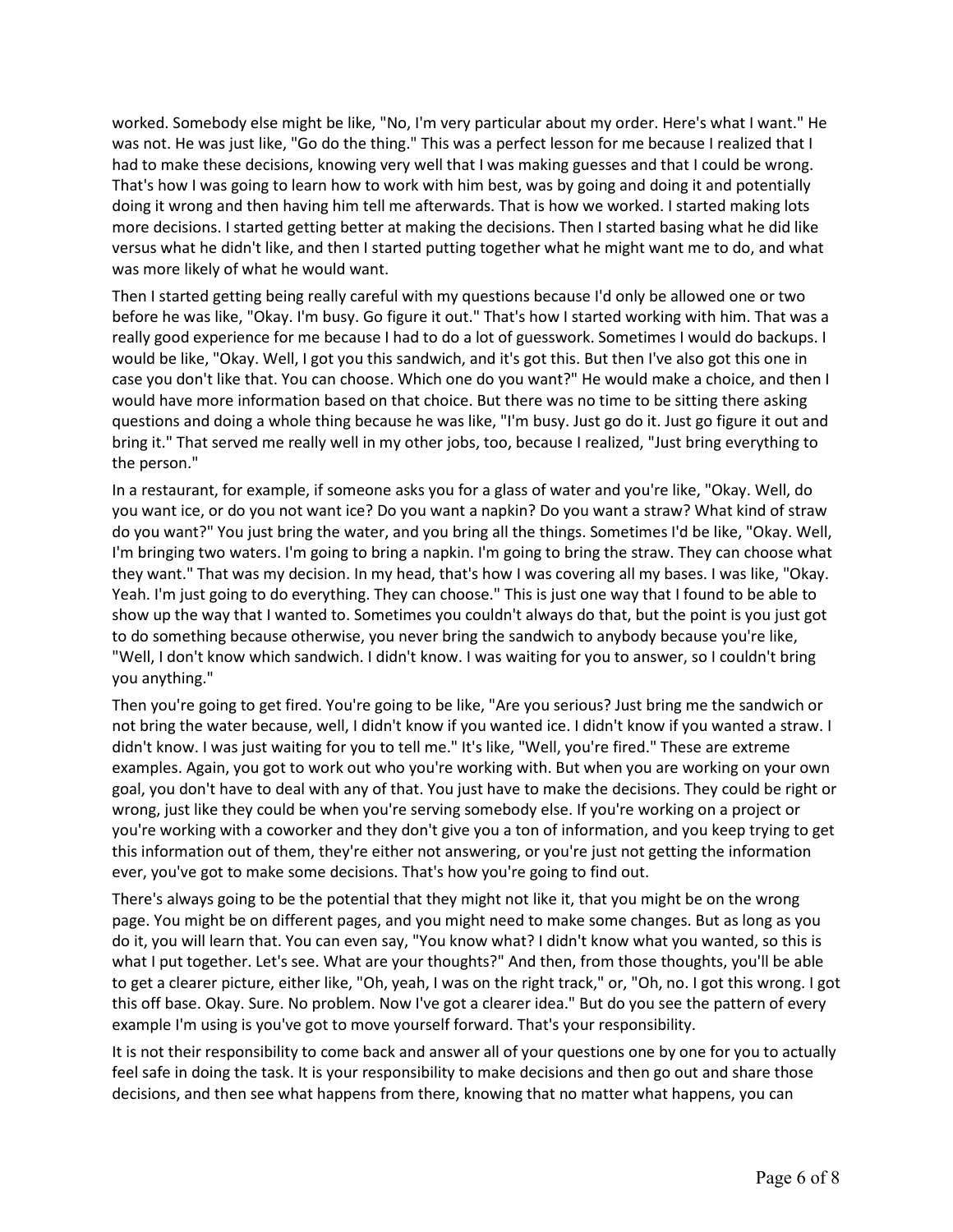worked. Somebody else might be like, "No, I'm very particular about my order. Here's what I want." He was not. He was just like, "Go do the thing." This was a perfect lesson for me because I realized that I had to make these decisions, knowing very well that I was making guesses and that I could be wrong. That's how I was going to learn how to work with him best, was by going and doing it and potentially doing it wrong and then having him tell me afterwards. That is how we worked. I started making lots more decisions. I started getting better at making the decisions. Then I started basing what he did like versus what he didn't like, and then I started putting together what he might want me to do, and what was more likely of what he would want.

Then I started getting being really careful with my questions because I'd only be allowed one or two before he was like, "Okay. I'm busy. Go figure it out." That's how I started working with him. That was a really good experience for me because I had to do a lot of guesswork. Sometimes I would do backups. I would be like, "Okay. Well, I got you this sandwich, and it's got this. But then I've also got this one in case you don't like that. You can choose. Which one do you want?" He would make a choice, and then I would have more information based on that choice. But there was no time to be sitting there asking questions and doing a whole thing because he was like, "I'm busy. Just go do it. Just go figure it out and bring it." That served me really well in my other jobs, too, because I realized, "Just bring everything to the person."

In a restaurant, for example, if someone asks you for a glass of water and you're like, "Okay. Well, do you want ice, or do you not want ice? Do you want a napkin? Do you want a straw? What kind of straw do you want?" You just bring the water, and you bring all the things. Sometimes I'd be like, "Okay. Well, I'm bringing two waters. I'm going to bring a napkin. I'm going to bring the straw. They can choose what they want." That was my decision. In my head, that's how I was covering all my bases. I was like, "Okay. Yeah. I'm just going to do everything. They can choose." This is just one way that I found to be able to show up the way that I wanted to. Sometimes you couldn't always do that, but the point is you just got to do something because otherwise, you never bring the sandwich to anybody because you're like, "Well, I don't know which sandwich. I didn't know. I was waiting for you to answer, so I couldn't bring you anything."

Then you're going to get fired. You're going to be like, "Are you serious? Just bring me the sandwich or not bring the water because, well, I didn't know if you wanted ice. I didn't know if you wanted a straw. I didn't know. I was just waiting for you to tell me." It's like, "Well, you're fired." These are extreme examples. Again, you got to work out who you're working with. But when you are working on your own goal, you don't have to deal with any of that. You just have to make the decisions. They could be right or wrong, just like they could be when you're serving somebody else. If you're working on a project or you're working with a coworker and they don't give you a ton of information, and you keep trying to get this information out of them, they're either not answering, or you're just not getting the information ever, you've got to make some decisions. That's how you're going to find out.

There's always going to be the potential that they might not like it, that you might be on the wrong page. You might be on different pages, and you might need to make some changes. But as long as you do it, you will learn that. You can even say, "You know what? I didn't know what you wanted, so this is what I put together. Let's see. What are your thoughts?" And then, from those thoughts, you'll be able to get a clearer picture, either like, "Oh, yeah, I was on the right track," or, "Oh, no. I got this wrong. I got this off base. Okay. Sure. No problem. Now I've got a clearer idea." But do you see the pattern of every example I'm using is you've got to move yourself forward. That's your responsibility.

It is not their responsibility to come back and answer all of your questions one by one for you to actually feel safe in doing the task. It is your responsibility to make decisions and then go out and share those decisions, and then see what happens from there, knowing that no matter what happens, you can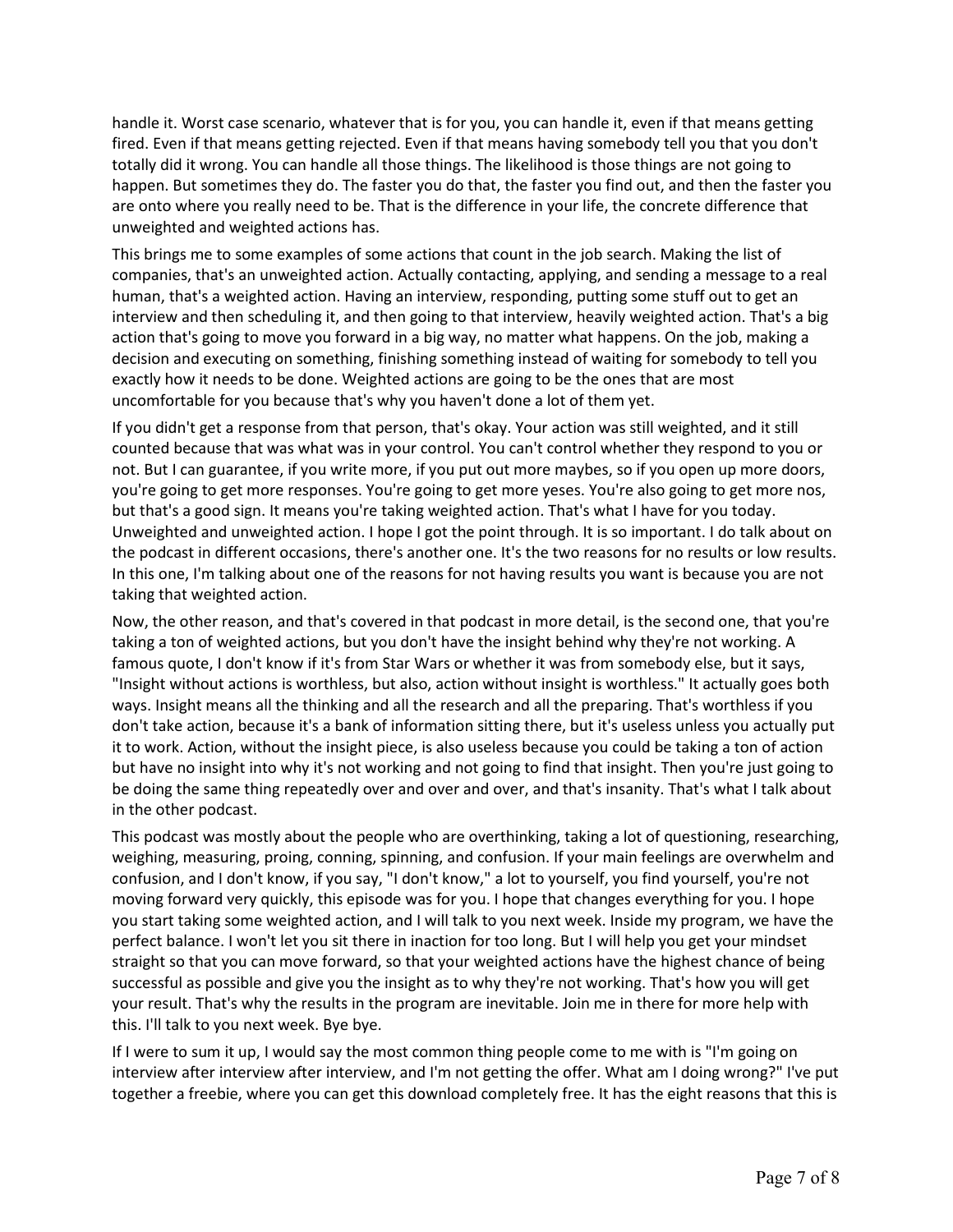handle it. Worst case scenario, whatever that is for you, you can handle it, even if that means getting fired. Even if that means getting rejected. Even if that means having somebody tell you that you don't totally did it wrong. You can handle all those things. The likelihood is those things are not going to happen. But sometimes they do. The faster you do that, the faster you find out, and then the faster you are onto where you really need to be. That is the difference in your life, the concrete difference that unweighted and weighted actions has.

This brings me to some examples of some actions that count in the job search. Making the list of companies, that's an unweighted action. Actually contacting, applying, and sending a message to a real human, that's a weighted action. Having an interview, responding, putting some stuff out to get an interview and then scheduling it, and then going to that interview, heavily weighted action. That's a big action that's going to move you forward in a big way, no matter what happens. On the job, making a decision and executing on something, finishing something instead of waiting for somebody to tell you exactly how it needs to be done. Weighted actions are going to be the ones that are most uncomfortable for you because that's why you haven't done a lot of them yet.

If you didn't get a response from that person, that's okay. Your action was still weighted, and it still counted because that was what was in your control. You can't control whether they respond to you or not. But I can guarantee, if you write more, if you put out more maybes, so if you open up more doors, you're going to get more responses. You're going to get more yeses. You're also going to get more nos, but that's a good sign. It means you're taking weighted action. That's what I have for you today. Unweighted and unweighted action. I hope I got the point through. It is so important. I do talk about on the podcast in different occasions, there's another one. It's the two reasons for no results or low results. In this one, I'm talking about one of the reasons for not having results you want is because you are not taking that weighted action.

Now, the other reason, and that's covered in that podcast in more detail, is the second one, that you're taking a ton of weighted actions, but you don't have the insight behind why they're not working. A famous quote, I don't know if it's from Star Wars or whether it was from somebody else, but it says, "Insight without actions is worthless, but also, action without insight is worthless." It actually goes both ways. Insight means all the thinking and all the research and all the preparing. That's worthless if you don't take action, because it's a bank of information sitting there, but it's useless unless you actually put it to work. Action, without the insight piece, is also useless because you could be taking a ton of action but have no insight into why it's not working and not going to find that insight. Then you're just going to be doing the same thing repeatedly over and over and over, and that's insanity. That's what I talk about in the other podcast.

This podcast was mostly about the people who are overthinking, taking a lot of questioning, researching, weighing, measuring, proing, conning, spinning, and confusion. If your main feelings are overwhelm and confusion, and I don't know, if you say, "I don't know," a lot to yourself, you find yourself, you're not moving forward very quickly, this episode was for you. I hope that changes everything for you. I hope you start taking some weighted action, and I will talk to you next week. Inside my program, we have the perfect balance. I won't let you sit there in inaction for too long. But I will help you get your mindset straight so that you can move forward, so that your weighted actions have the highest chance of being successful as possible and give you the insight as to why they're not working. That's how you will get your result. That's why the results in the program are inevitable. Join me in there for more help with this. I'll talk to you next week. Bye bye.

If I were to sum it up, I would say the most common thing people come to me with is "I'm going on interview after interview after interview, and I'm not getting the offer. What am I doing wrong?" I've put together a freebie, where you can get this download completely free. It has the eight reasons that this is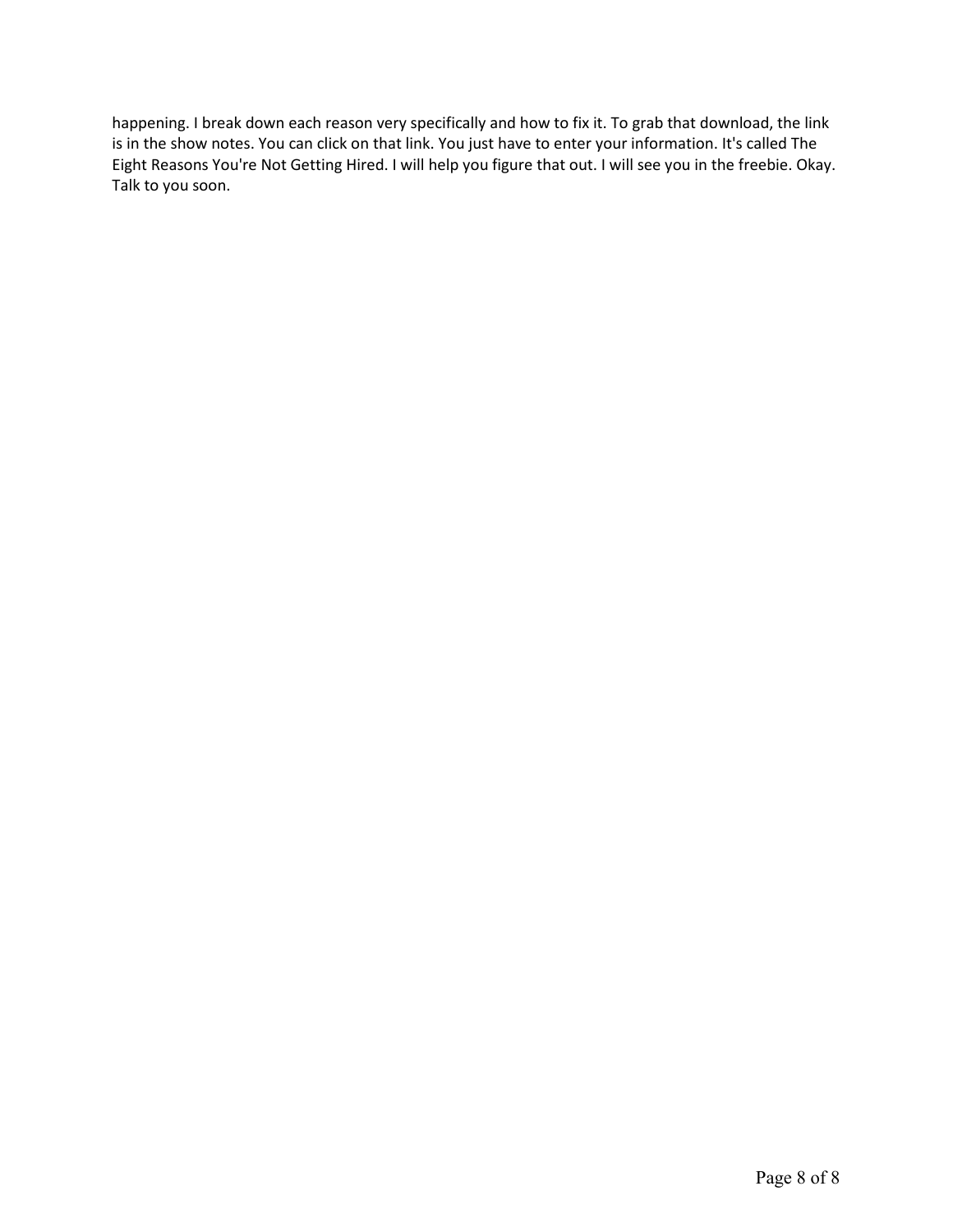happening. I break down each reason very specifically and how to fix it. To grab that download, the link is in the show notes. You can click on that link. You just have to enter your information. It's called The Eight Reasons You're Not Getting Hired. I will help you figure that out. I will see you in the freebie. Okay. Talk to you soon.